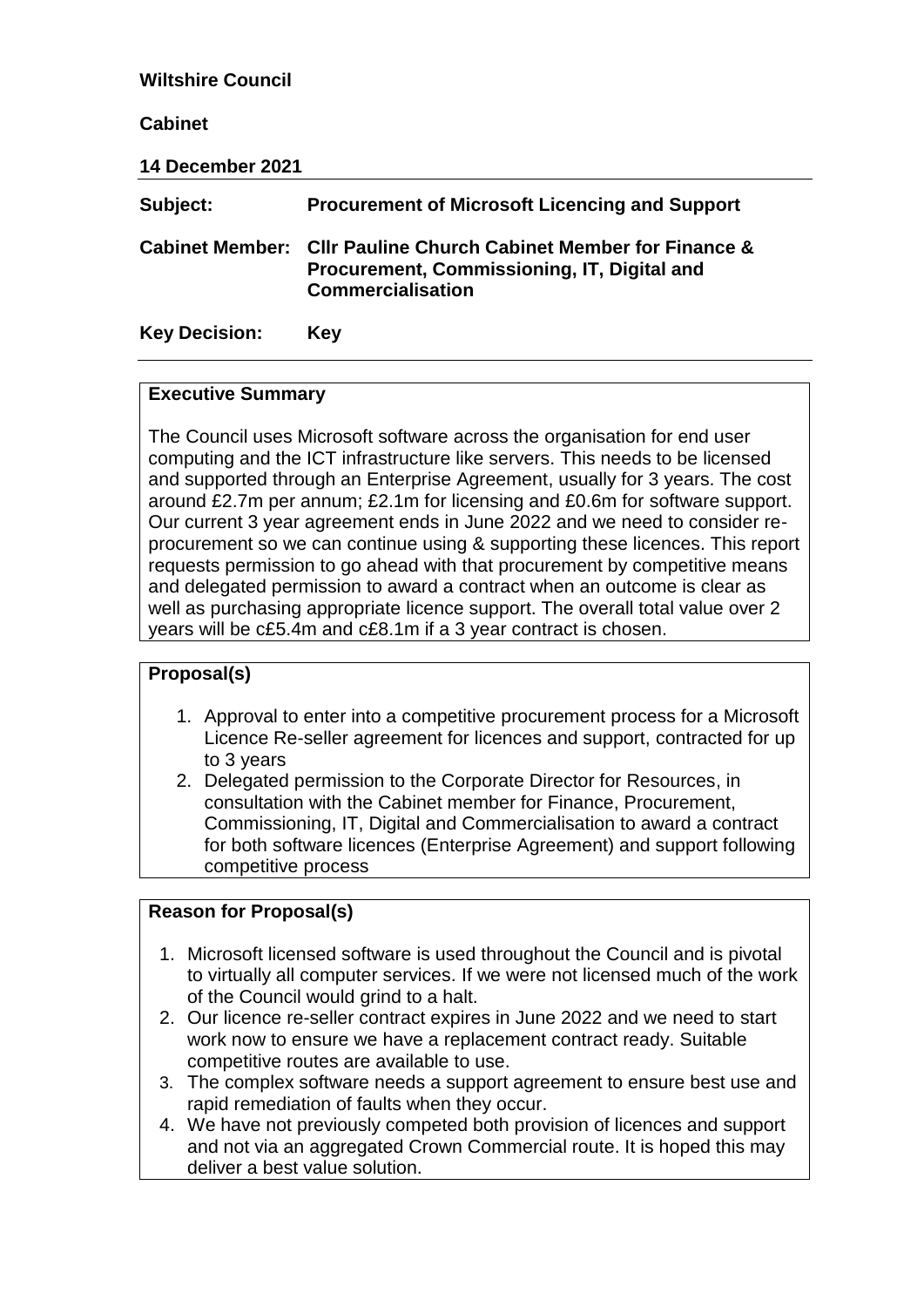**Wiltshire Council**

**Cabinet**

**14 December 2021**

| | |
|---|---|
| **Subject:** | **Procurement of Microsoft Licencing and Support** |
| **Cabinet Member:** | **Cllr Pauline Church Cabinet Member for Finance & Procurement, Commissioning, IT, Digital and Commercialisation** |
| **Key Decision:** | **Key** |

**Executive Summary**

The Council uses Microsoft software across the organisation for end user computing and the ICT infrastructure like servers. This needs to be licensed and supported through an Enterprise Agreement, usually for 3 years. The cost around £2.7m per annum; £2.1m for licensing and £0.6m for software support. Our current 3 year agreement ends in June 2022 and we need to consider re-procurement so we can continue using & supporting these licences. This report requests permission to go ahead with that procurement by competitive means and delegated permission to award a contract when an outcome is clear as well as purchasing appropriate licence support. The overall total value over 2 years will be c£5.4m and c£8.1m if a 3 year contract is chosen.

**Proposal(s)**

1. Approval to enter into a competitive procurement process for a Microsoft Licence Re-seller agreement for licences and support, contracted for up to 3 years
2. Delegated permission to the Corporate Director for Resources, in consultation with the Cabinet member for Finance, Procurement, Commissioning, IT, Digital and Commercialisation to award a contract for both software licences (Enterprise Agreement) and support following competitive process

**Reason for Proposal(s)**

1. Microsoft licensed software is used throughout the Council and is pivotal to virtually all computer services. If we were not licensed much of the work of the Council would grind to a halt.
2. Our licence re-seller contract expires in June 2022 and we need to start work now to ensure we have a replacement contract ready. Suitable competitive routes are available to use.
3. The complex software needs a support agreement to ensure best use and rapid remediation of faults when they occur.
4. We have not previously competed both provision of licences and support and not via an aggregated Crown Commercial route. It is hoped this may deliver a best value solution.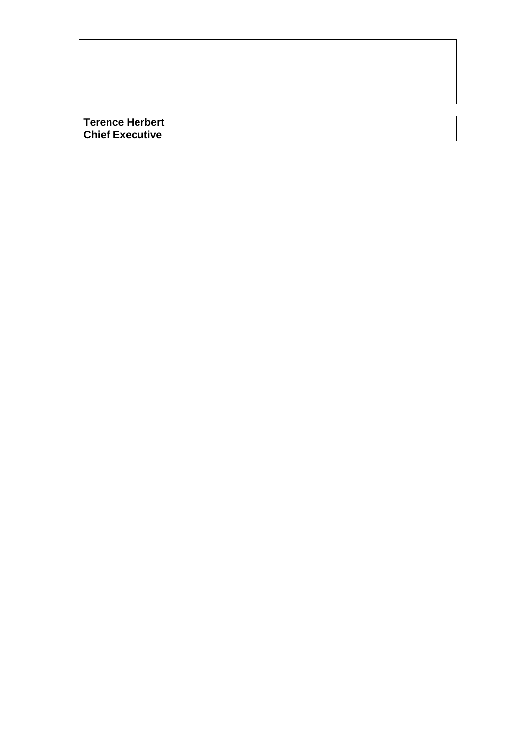**Terence Herbert**
**Chief Executive**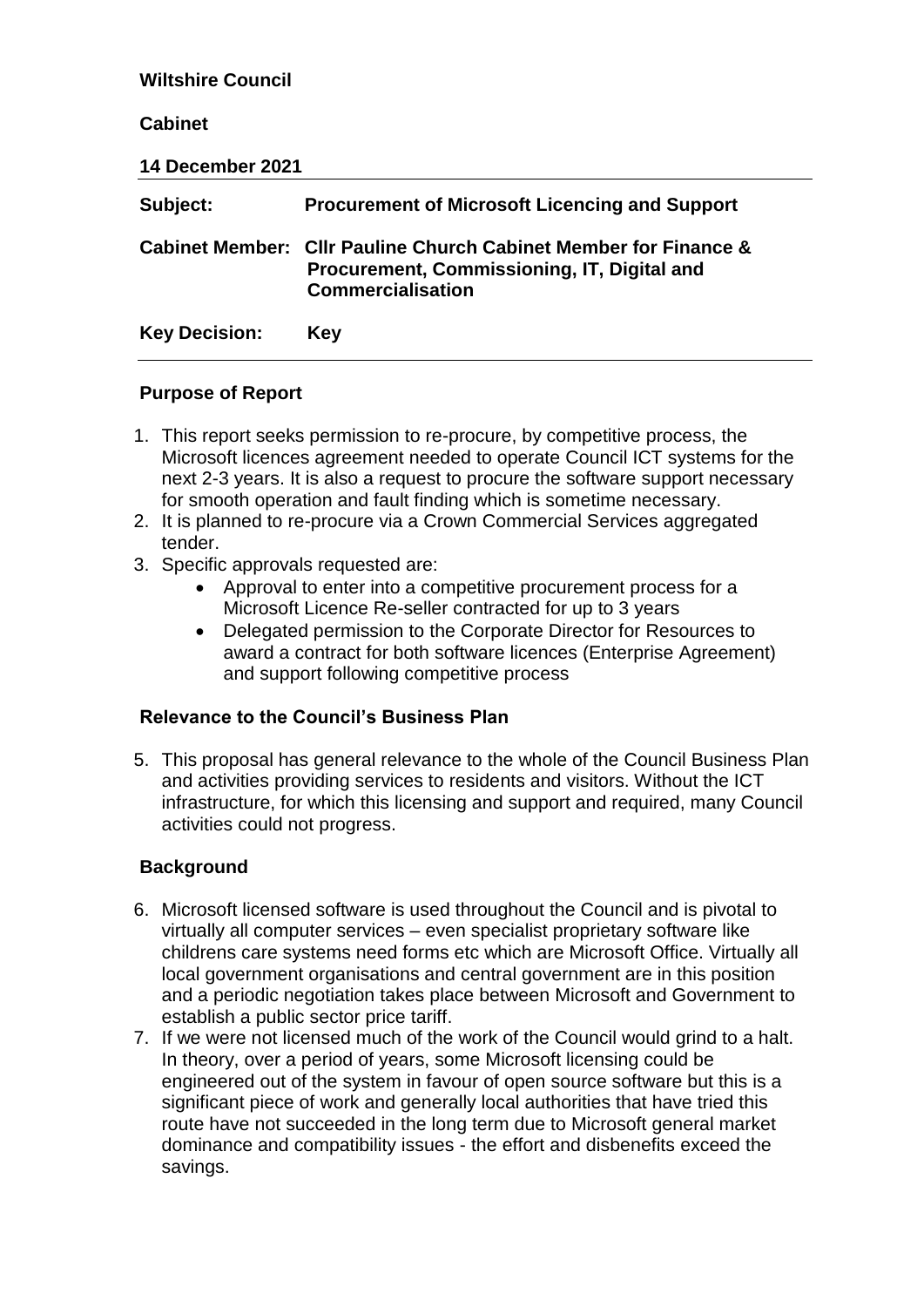**Wiltshire Council**

**Cabinet**

**14 December 2021**

| | |
|---|---|
| **Subject:** | **Procurement of Microsoft Licencing and Support** |
| **Cabinet Member:** | **Cllr Pauline Church Cabinet Member for Finance & Procurement, Commissioning, IT, Digital and Commercialisation** |
| **Key Decision:** | **Key** |

## Purpose of Report

1. This report seeks permission to re-procure, by competitive process, the Microsoft licences agreement needed to operate Council ICT systems for the next 2-3 years. It is also a request to procure the software support necessary for smooth operation and fault finding which is sometime necessary.
2. It is planned to re-procure via a Crown Commercial Services aggregated tender.
3. Specific approvals requested are:
   - Approval to enter into a competitive procurement process for a Microsoft Licence Re-seller contracted for up to 3 years
   - Delegated permission to the Corporate Director for Resources to award a contract for both software licences (Enterprise Agreement) and support following competitive process

## Relevance to the Council's Business Plan

5. This proposal has general relevance to the whole of the Council Business Plan and activities providing services to residents and visitors. Without the ICT infrastructure, for which this licensing and support and required, many Council activities could not progress.

## Background

6. Microsoft licensed software is used throughout the Council and is pivotal to virtually all computer services – even specialist proprietary software like childrens care systems need forms etc which are Microsoft Office. Virtually all local government organisations and central government are in this position and a periodic negotiation takes place between Microsoft and Government to establish a public sector price tariff.
7. If we were not licensed much of the work of the Council would grind to a halt. In theory, over a period of years, some Microsoft licensing could be engineered out of the system in favour of open source software but this is a significant piece of work and generally local authorities that have tried this route have not succeeded in the long term due to Microsoft general market dominance and compatibility issues - the effort and disbenefits exceed the savings.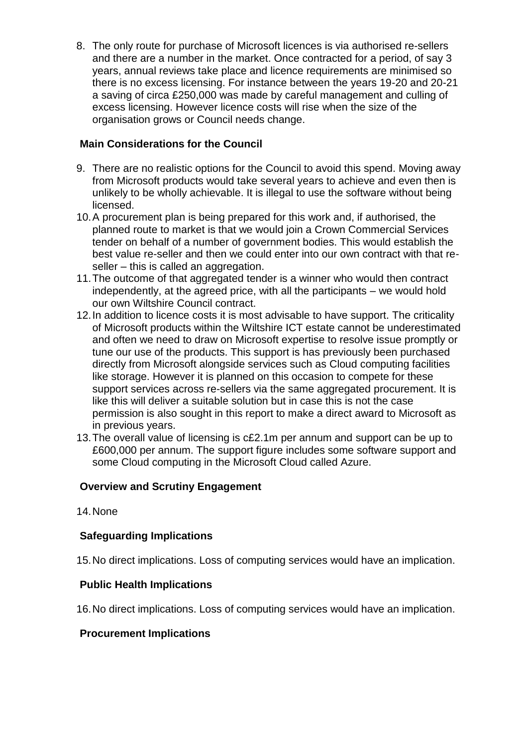8. The only route for purchase of Microsoft licences is via authorised re-sellers and there are a number in the market. Once contracted for a period, of say 3 years, annual reviews take place and licence requirements are minimised so there is no excess licensing. For instance between the years 19-20 and 20-21 a saving of circa £250,000 was made by careful management and culling of excess licensing. However licence costs will rise when the size of the organisation grows or Council needs change.

**Main Considerations for the Council**

9. There are no realistic options for the Council to avoid this spend. Moving away from Microsoft products would take several years to achieve and even then is unlikely to be wholly achievable. It is illegal to use the software without being licensed.
10. A procurement plan is being prepared for this work and, if authorised, the planned route to market is that we would join a Crown Commercial Services tender on behalf of a number of government bodies. This would establish the best value re-seller and then we could enter into our own contract with that re-seller – this is called an aggregation.
11. The outcome of that aggregated tender is a winner who would then contract independently, at the agreed price, with all the participants – we would hold our own Wiltshire Council contract.
12. In addition to licence costs it is most advisable to have support. The criticality of Microsoft products within the Wiltshire ICT estate cannot be underestimated and often we need to draw on Microsoft expertise to resolve issue promptly or tune our use of the products. This support is has previously been purchased directly from Microsoft alongside services such as Cloud computing facilities like storage. However it is planned on this occasion to compete for these support services across re-sellers via the same aggregated procurement. It is like this will deliver a suitable solution but in case this is not the case permission is also sought in this report to make a direct award to Microsoft as in previous years.
13. The overall value of licensing is c£2.1m per annum and support can be up to £600,000 per annum. The support figure includes some software support and some Cloud computing in the Microsoft Cloud called Azure.

**Overview and Scrutiny Engagement**

14. None

**Safeguarding Implications**

15. No direct implications. Loss of computing services would have an implication.

**Public Health Implications**

16. No direct implications. Loss of computing services would have an implication.

**Procurement Implications**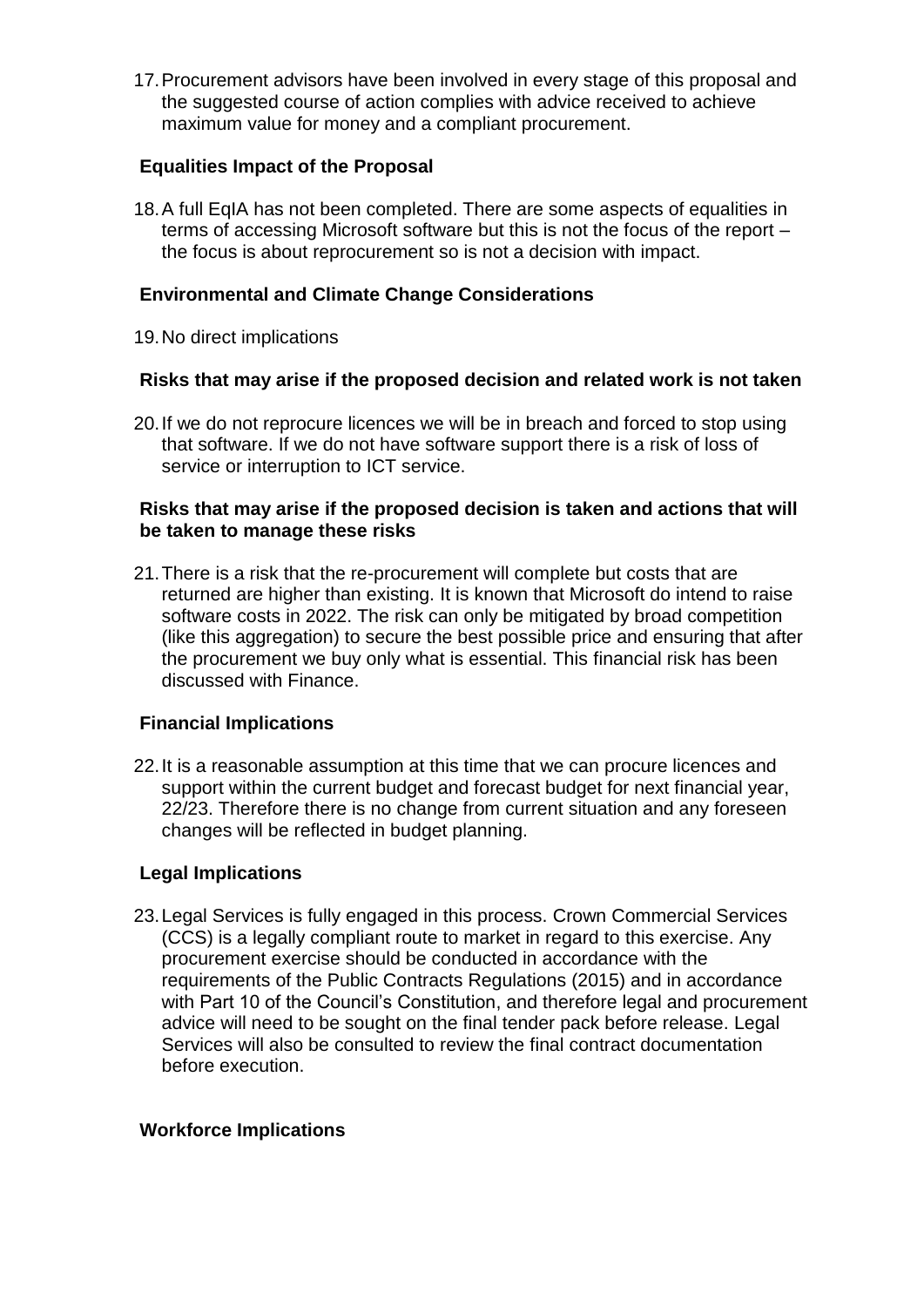17. Procurement advisors have been involved in every stage of this proposal and the suggested course of action complies with advice received to achieve maximum value for money and a compliant procurement.

**Equalities Impact of the Proposal**

18. A full EqIA has not been completed. There are some aspects of equalities in terms of accessing Microsoft software but this is not the focus of the report – the focus is about reprocurement so is not a decision with impact.

**Environmental and Climate Change Considerations**

19. No direct implications

**Risks that may arise if the proposed decision and related work is not taken**

20. If we do not reprocure licences we will be in breach and forced to stop using that software. If we do not have software support there is a risk of loss of service or interruption to ICT service.

**Risks that may arise if the proposed decision is taken and actions that will be taken to manage these risks**

21. There is a risk that the re-procurement will complete but costs that are returned are higher than existing. It is known that Microsoft do intend to raise software costs in 2022. The risk can only be mitigated by broad competition (like this aggregation) to secure the best possible price and ensuring that after the procurement we buy only what is essential. This financial risk has been discussed with Finance.

**Financial Implications**

22. It is a reasonable assumption at this time that we can procure licences and support within the current budget and forecast budget for next financial year, 22/23. Therefore there is no change from current situation and any foreseen changes will be reflected in budget planning.

**Legal Implications**

23. Legal Services is fully engaged in this process. Crown Commercial Services (CCS) is a legally compliant route to market in regard to this exercise. Any procurement exercise should be conducted in accordance with the requirements of the Public Contracts Regulations (2015) and in accordance with Part 10 of the Council's Constitution, and therefore legal and procurement advice will need to be sought on the final tender pack before release. Legal Services will also be consulted to review the final contract documentation before execution.

**Workforce Implications**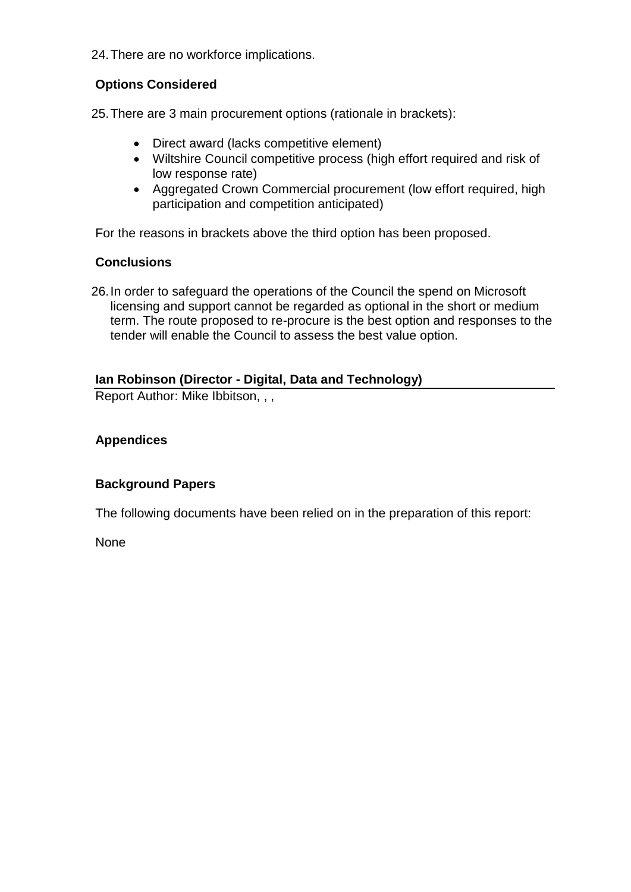24. There are no workforce implications.

**Options Considered**

25. There are 3 main procurement options (rationale in brackets):

- Direct award (lacks competitive element)
- Wiltshire Council competitive process (high effort required and risk of low response rate)
- Aggregated Crown Commercial procurement (low effort required, high participation and competition anticipated)

For the reasons in brackets above the third option has been proposed.

**Conclusions**

26. In order to safeguard the operations of the Council the spend on Microsoft licensing and support cannot be regarded as optional in the short or medium term. The route proposed to re-procure is the best option and responses to the tender will enable the Council to assess the best value option.

**Ian Robinson (Director - Digital, Data and Technology)**

Report Author: Mike Ibbitson, , ,

**Appendices**

**Background Papers**

The following documents have been relied on in the preparation of this report:

None